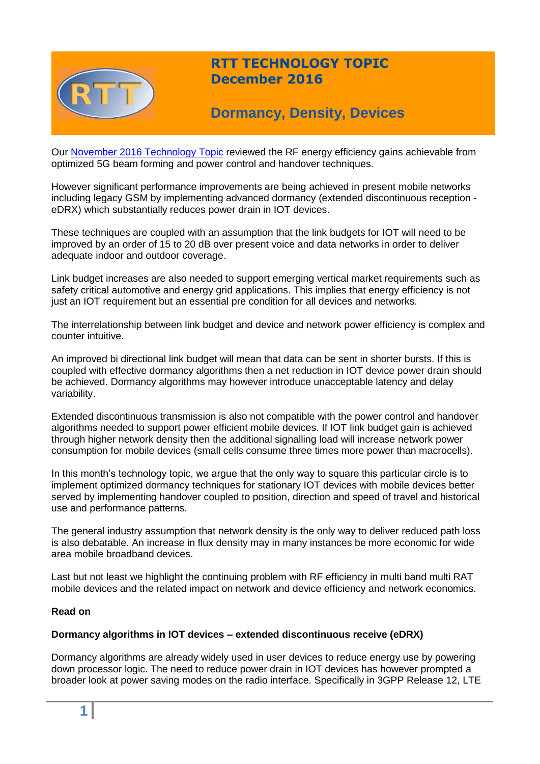# RTT TECHNOLOGY TOPIC
## December 2016

## Dormancy, Density, Devices

Our [November 2016 Technology Topic](November 2016 Technology Topic) reviewed the RF energy efficiency gains achievable from optimized 5G beam forming and power control and handover techniques.

However significant performance improvements are being achieved in present mobile networks including legacy GSM by implementing advanced dormancy (extended discontinuous reception - eDRX) which substantially reduces power drain in IOT devices.

These techniques are coupled with an assumption that the link budgets for IOT will need to be improved by an order of 15 to 20 dB over present voice and data networks in order to deliver adequate indoor and outdoor coverage.

Link budget increases are also needed to support emerging vertical market requirements such as safety critical automotive and energy grid applications. This implies that energy efficiency is not just an IOT requirement but an essential pre condition for all devices and networks.

The interrelationship between link budget and device and network power efficiency is complex and counter intuitive.

An improved bi directional link budget will mean that data can be sent in shorter bursts. If this is coupled with effective dormancy algorithms then a net reduction in IOT device power drain should be achieved. Dormancy algorithms may however introduce unacceptable latency and delay variability.

Extended discontinuous transmission is also not compatible with the power control and handover algorithms needed to support power efficient mobile devices. If IOT link budget gain is achieved through higher network density then the additional signalling load will increase network power consumption for mobile devices (small cells consume three times more power than macrocells).

In this month's technology topic, we argue that the only way to square this particular circle is to implement optimized dormancy techniques for stationary IOT devices with mobile devices better served by implementing handover coupled to position, direction and speed of travel and historical use and performance patterns.

The general industry assumption that network density is the only way to deliver reduced path loss is also debatable. An increase in flux density may in many instances be more economic for wide area mobile broadband devices.

Last but not least we highlight the continuing problem with RF efficiency in multi band multi RAT mobile devices and the related impact on network and device efficiency and network economics.

**Read on**

**Dormancy algorithms in IOT devices – extended discontinuous receive (eDRX)**

Dormancy algorithms are already widely used in user devices to reduce energy use by powering down processor logic. The need to reduce power drain in IOT devices has however prompted a broader look at power saving modes on the radio interface. Specifically in 3GPP Release 12, LTE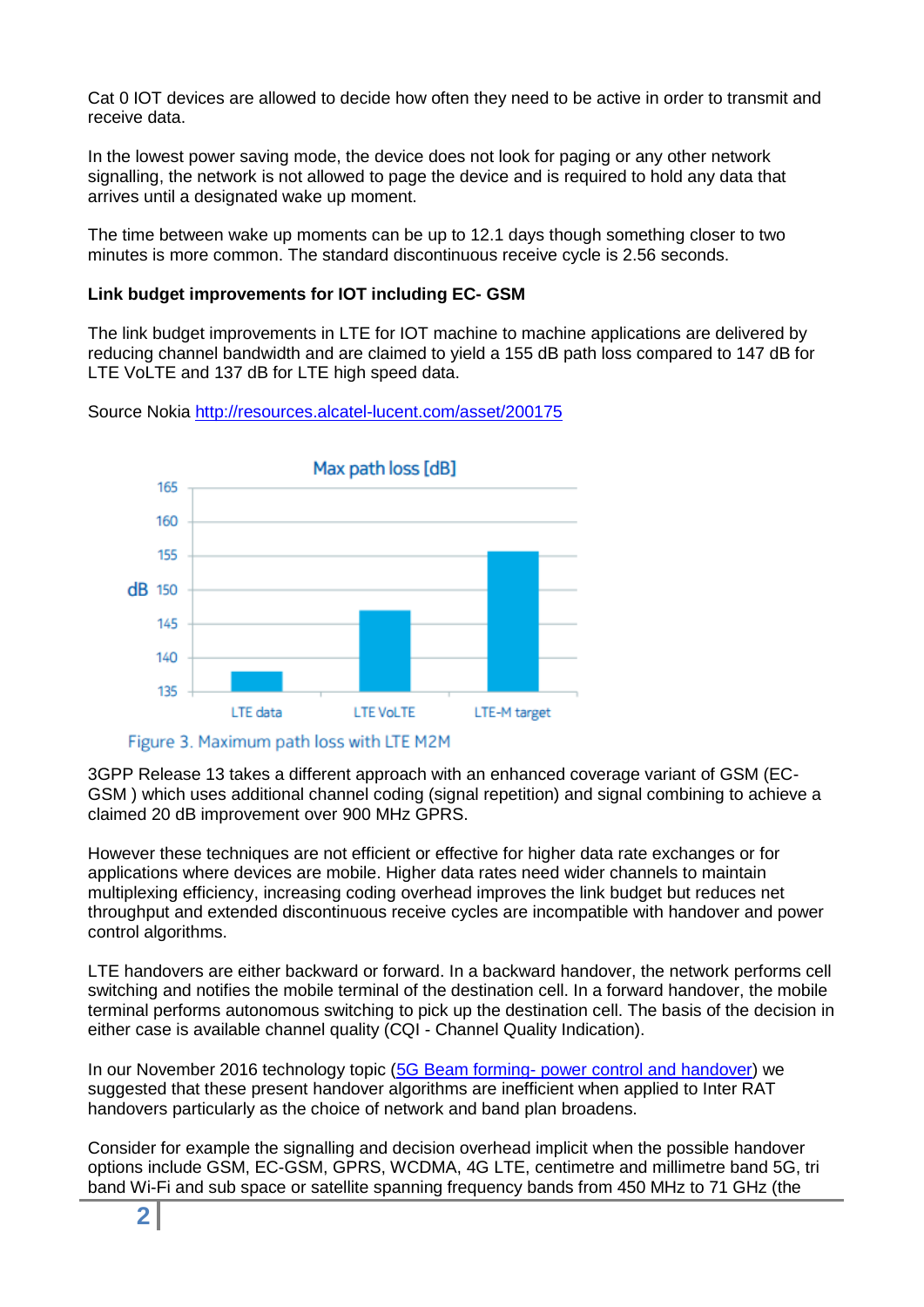Cat 0 IOT devices are allowed to decide how often they need to be active in order to transmit and receive data.

In the lowest power saving mode, the device does not look for paging or any other network signalling, the network is not allowed to page the device and is required to hold any data that arrives until a designated wake up moment.

The time between wake up moments can be up to 12.1 days though something closer to two minutes is more common. The standard discontinuous receive cycle is 2.56 seconds.

**Link budget improvements for IOT including EC- GSM**

The link budget improvements in LTE for IOT machine to machine applications are delivered by reducing channel bandwidth and are claimed to yield a 155 dB path loss compared to 147 dB for LTE VoLTE and 137 dB for LTE high speed data.

Source Nokia [http://resources.alcatel-lucent.com/asset/200175](http://resources.alcatel-lucent.com/asset/200175)

Max path loss [dB]

Figure 3. Maximum path loss with LTE M2M

3GPP Release 13 takes a different approach with an enhanced coverage variant of GSM (EC-GSM ) which uses additional channel coding (signal repetition) and signal combining to achieve a claimed 20 dB improvement over 900 MHz GPRS.

However these techniques are not efficient or effective for higher data rate exchanges or for applications where devices are mobile. Higher data rates need wider channels to maintain multiplexing efficiency, increasing coding overhead improves the link budget but reduces net throughput and extended discontinuous receive cycles are incompatible with handover and power control algorithms.

LTE handovers are either backward or forward. In a backward handover, the network performs cell switching and notifies the mobile terminal of the destination cell. In a forward handover, the mobile terminal performs autonomous switching to pick up the destination cell. The basis of the decision in either case is available channel quality (CQI - Channel Quality Indication).

In our November 2016 technology topic (5G Beam forming- power control and handover) we suggested that these present handover algorithms are inefficient when applied to Inter RAT handovers particularly as the choice of network and band plan broadens.

Consider for example the signalling and decision overhead implicit when the possible handover options include GSM, EC-GSM, GPRS, WCDMA, 4G LTE, centimetre and millimetre band 5G, tri band Wi-Fi and sub space or satellite spanning frequency bands from 450 MHz to 71 GHz (the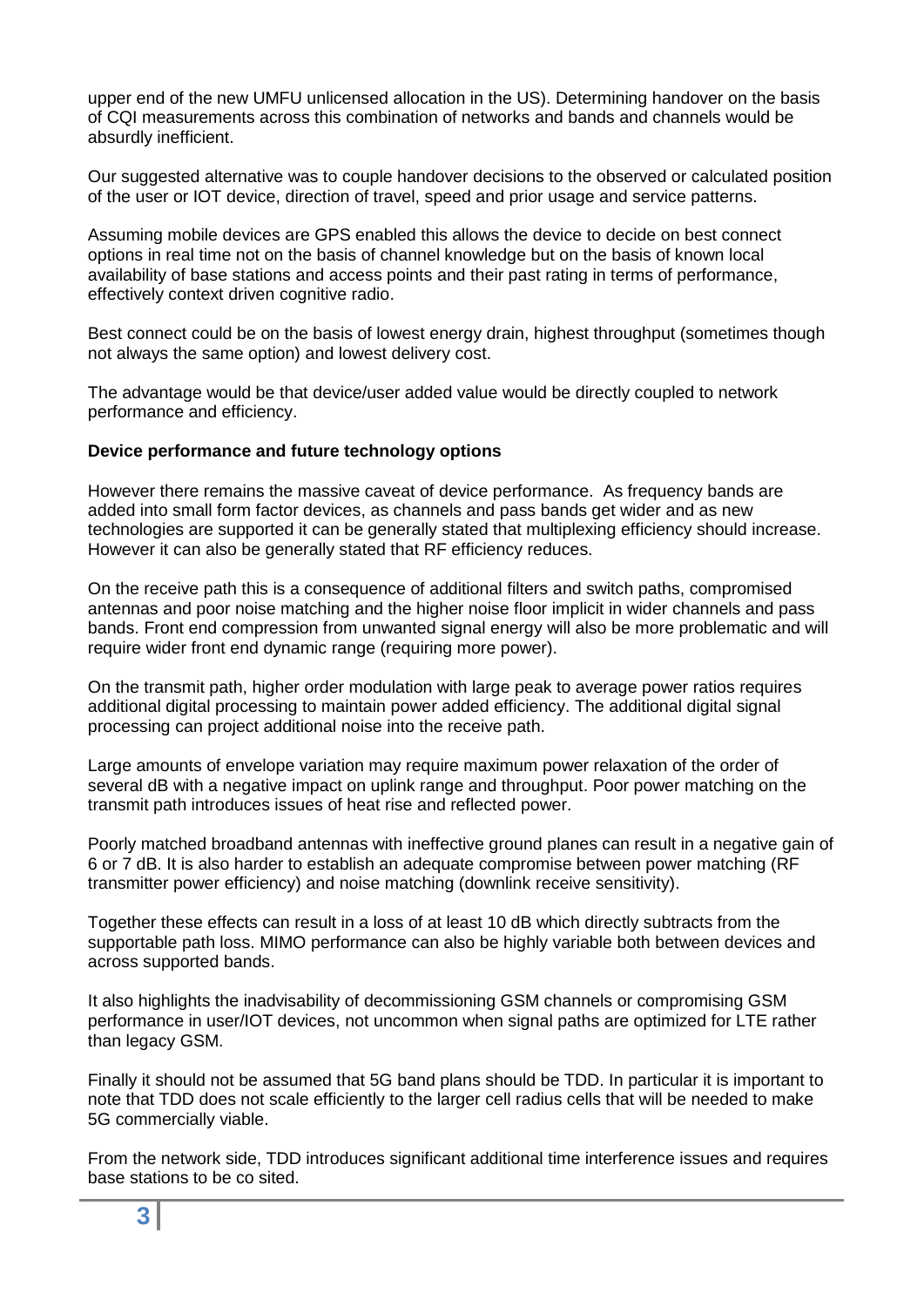upper end of the new UMFU unlicensed allocation in the US). Determining handover on the basis of CQI measurements across this combination of networks and bands and channels would be absurdly inefficient.

Our suggested alternative was to couple handover decisions to the observed or calculated position of the user or IOT device, direction of travel, speed and prior usage and service patterns.

Assuming mobile devices are GPS enabled this allows the device to decide on best connect options in real time not on the basis of channel knowledge but on the basis of known local availability of base stations and access points and their past rating in terms of performance, effectively context driven cognitive radio.

Best connect could be on the basis of lowest energy drain, highest throughput (sometimes though not always the same option) and lowest delivery cost.

The advantage would be that device/user added value would be directly coupled to network performance and efficiency.

**Device performance and future technology options**

However there remains the massive caveat of device performance. As frequency bands are added into small form factor devices, as channels and pass bands get wider and as new technologies are supported it can be generally stated that multiplexing efficiency should increase. However it can also be generally stated that RF efficiency reduces.

On the receive path this is a consequence of additional filters and switch paths, compromised antennas and poor noise matching and the higher noise floor implicit in wider channels and pass bands. Front end compression from unwanted signal energy will also be more problematic and will require wider front end dynamic range (requiring more power).

On the transmit path, higher order modulation with large peak to average power ratios requires additional digital processing to maintain power added efficiency. The additional digital signal processing can project additional noise into the receive path.

Large amounts of envelope variation may require maximum power relaxation of the order of several dB with a negative impact on uplink range and throughput. Poor power matching on the transmit path introduces issues of heat rise and reflected power.

Poorly matched broadband antennas with ineffective ground planes can result in a negative gain of 6 or 7 dB. It is also harder to establish an adequate compromise between power matching (RF transmitter power efficiency) and noise matching (downlink receive sensitivity).

Together these effects can result in a loss of at least 10 dB which directly subtracts from the supportable path loss. MIMO performance can also be highly variable both between devices and across supported bands.

It also highlights the inadvisability of decommissioning GSM channels or compromising GSM performance in user/IOT devices, not uncommon when signal paths are optimized for LTE rather than legacy GSM.

Finally it should not be assumed that 5G band plans should be TDD. In particular it is important to note that TDD does not scale efficiently to the larger cell radius cells that will be needed to make 5G commercially viable.

From the network side, TDD introduces significant additional time interference issues and requires base stations to be co sited.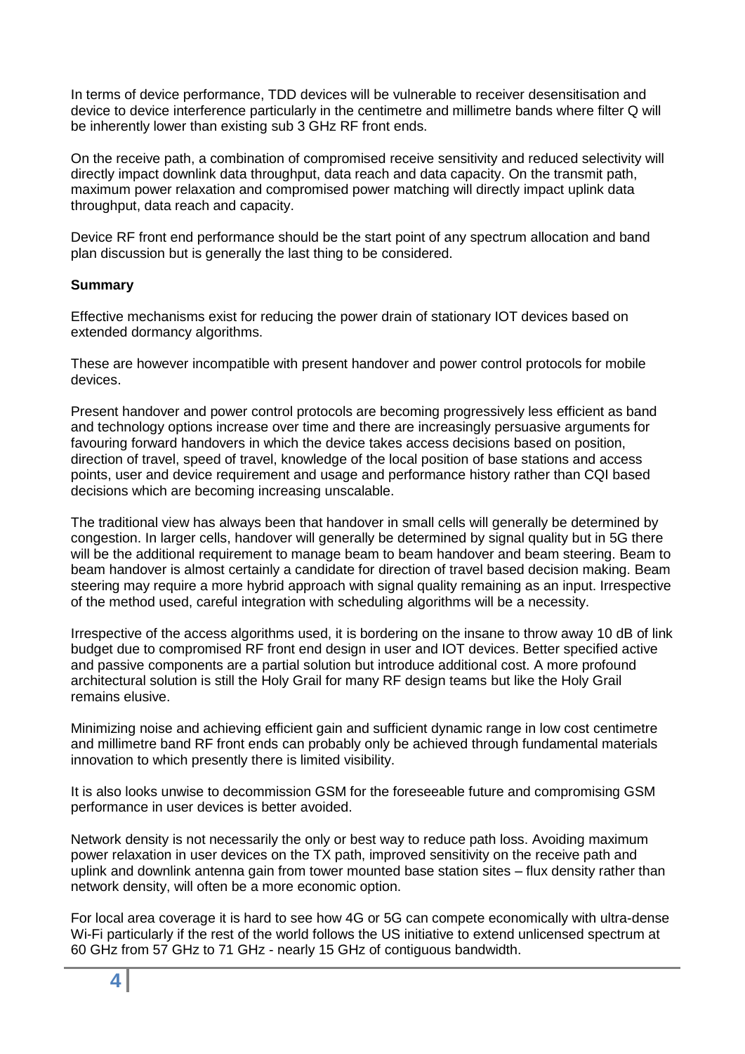In terms of device performance, TDD devices will be vulnerable to receiver desensitisation and device to device interference particularly in the centimetre and millimetre bands where filter Q will be inherently lower than existing sub 3 GHz RF front ends.

On the receive path, a combination of compromised receive sensitivity and reduced selectivity will directly impact downlink data throughput, data reach and data capacity. On the transmit path, maximum power relaxation and compromised power matching will directly impact uplink data throughput, data reach and capacity.

Device RF front end performance should be the start point of any spectrum allocation and band plan discussion but is generally the last thing to be considered.

**Summary**

Effective mechanisms exist for reducing the power drain of stationary IOT devices based on extended dormancy algorithms.

These are however incompatible with present handover and power control protocols for mobile devices.

Present handover and power control protocols are becoming progressively less efficient as band and technology options increase over time and there are increasingly persuasive arguments for favouring forward handovers in which the device takes access decisions based on position, direction of travel, speed of travel, knowledge of the local position of base stations and access points, user and device requirement and usage and performance history rather than CQI based decisions which are becoming increasing unscalable.

The traditional view has always been that handover in small cells will generally be determined by congestion. In larger cells, handover will generally be determined by signal quality but in 5G there will be the additional requirement to manage beam to beam handover and beam steering. Beam to beam handover is almost certainly a candidate for direction of travel based decision making. Beam steering may require a more hybrid approach with signal quality remaining as an input. Irrespective of the method used, careful integration with scheduling algorithms will be a necessity.

Irrespective of the access algorithms used, it is bordering on the insane to throw away 10 dB of link budget due to compromised RF front end design in user and IOT devices. Better specified active and passive components are a partial solution but introduce additional cost. A more profound architectural solution is still the Holy Grail for many RF design teams but like the Holy Grail remains elusive.

Minimizing noise and achieving efficient gain and sufficient dynamic range in low cost centimetre and millimetre band RF front ends can probably only be achieved through fundamental materials innovation to which presently there is limited visibility.

It is also looks unwise to decommission GSM for the foreseeable future and compromising GSM performance in user devices is better avoided.

Network density is not necessarily the only or best way to reduce path loss. Avoiding maximum power relaxation in user devices on the TX path, improved sensitivity on the receive path and uplink and downlink antenna gain from tower mounted base station sites – flux density rather than network density, will often be a more economic option.

For local area coverage it is hard to see how 4G or 5G can compete economically with ultra-dense Wi-Fi particularly if the rest of the world follows the US initiative to extend unlicensed spectrum at 60 GHz from 57 GHz to 71 GHz - nearly 15 GHz of contiguous bandwidth.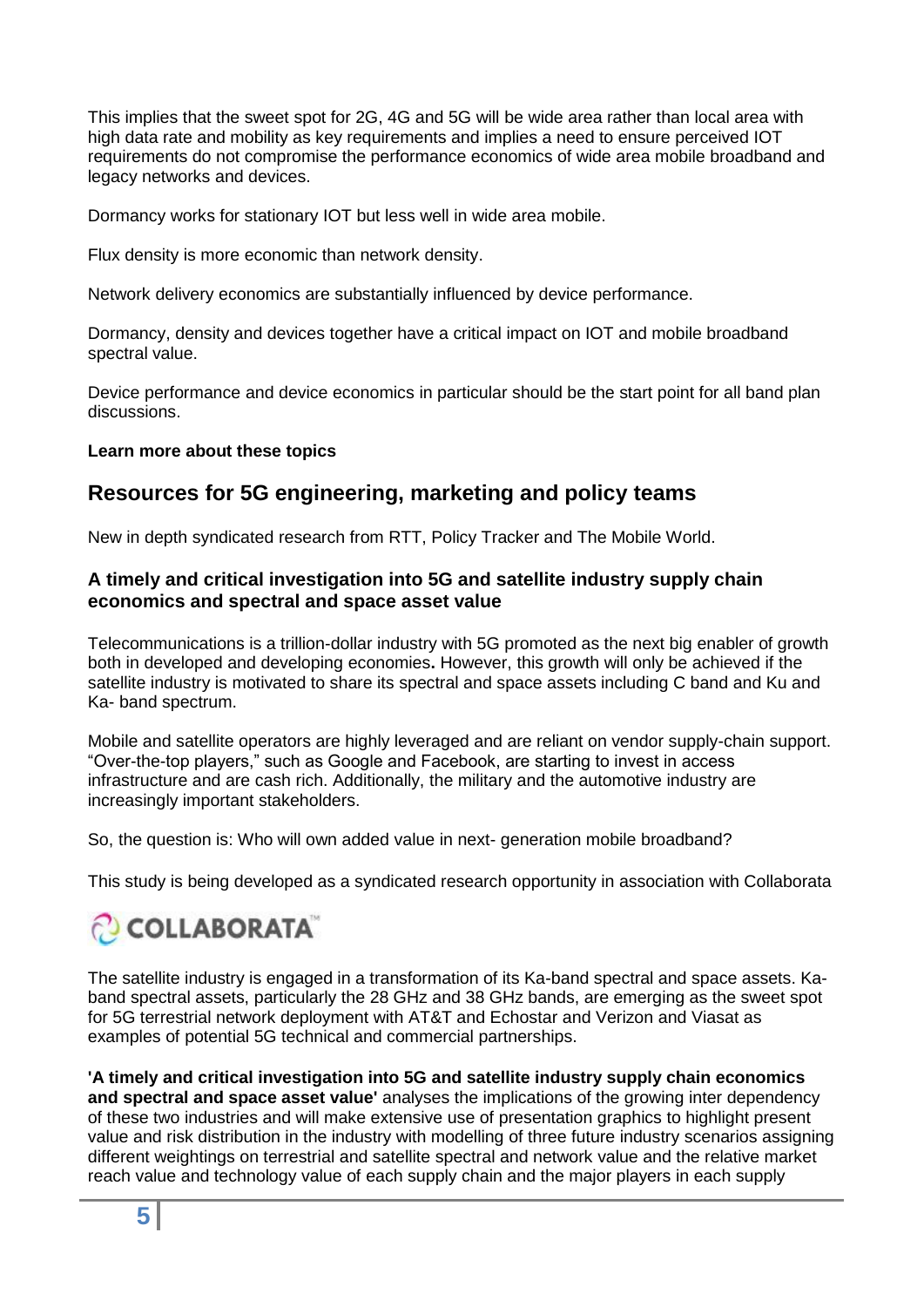This implies that the sweet spot for 2G, 4G and 5G will be wide area rather than local area with high data rate and mobility as key requirements and implies a need to ensure perceived IOT requirements do not compromise the performance economics of wide area mobile broadband and legacy networks and devices.

Dormancy works for stationary IOT but less well in wide area mobile.

Flux density is more economic than network density.

Network delivery economics are substantially influenced by device performance.

Dormancy, density and devices together have a critical impact on IOT and mobile broadband spectral value.

Device performance and device economics in particular should be the start point for all band plan discussions.

**Learn more about these topics**

## Resources for 5G engineering, marketing and policy teams

New in depth syndicated research from RTT, Policy Tracker and The Mobile World.

### A timely and critical investigation into 5G and satellite industry supply chain economics and spectral and space asset value

Telecommunications is a trillion-dollar industry with 5G promoted as the next big enabler of growth both in developed and developing economies**.** However, this growth will only be achieved if the satellite industry is motivated to share its spectral and space assets including C band and Ku and Ka- band spectrum.

Mobile and satellite operators are highly leveraged and are reliant on vendor supply-chain support. "Over-the-top players," such as Google and Facebook, are starting to invest in access infrastructure and are cash rich. Additionally, the military and the automotive industry are increasingly important stakeholders.

So, the question is: Who will own added value in next- generation mobile broadband?

This study is being developed as a syndicated research opportunity in association with Collaborata

COLLABORATA™

The satellite industry is engaged in a transformation of its Ka-band spectral and space assets. Ka-band spectral assets, particularly the 28 GHz and 38 GHz bands, are emerging as the sweet spot for 5G terrestrial network deployment with AT&T and Echostar and Verizon and Viasat as examples of potential 5G technical and commercial partnerships.

**'A timely and critical investigation into 5G and satellite industry supply chain economics and spectral and space asset value'** analyses the implications of the growing inter dependency of these two industries and will make extensive use of presentation graphics to highlight present value and risk distribution in the industry with modelling of three future industry scenarios assigning different weightings on terrestrial and satellite spectral and network value and the relative market reach value and technology value of each supply chain and the major players in each supply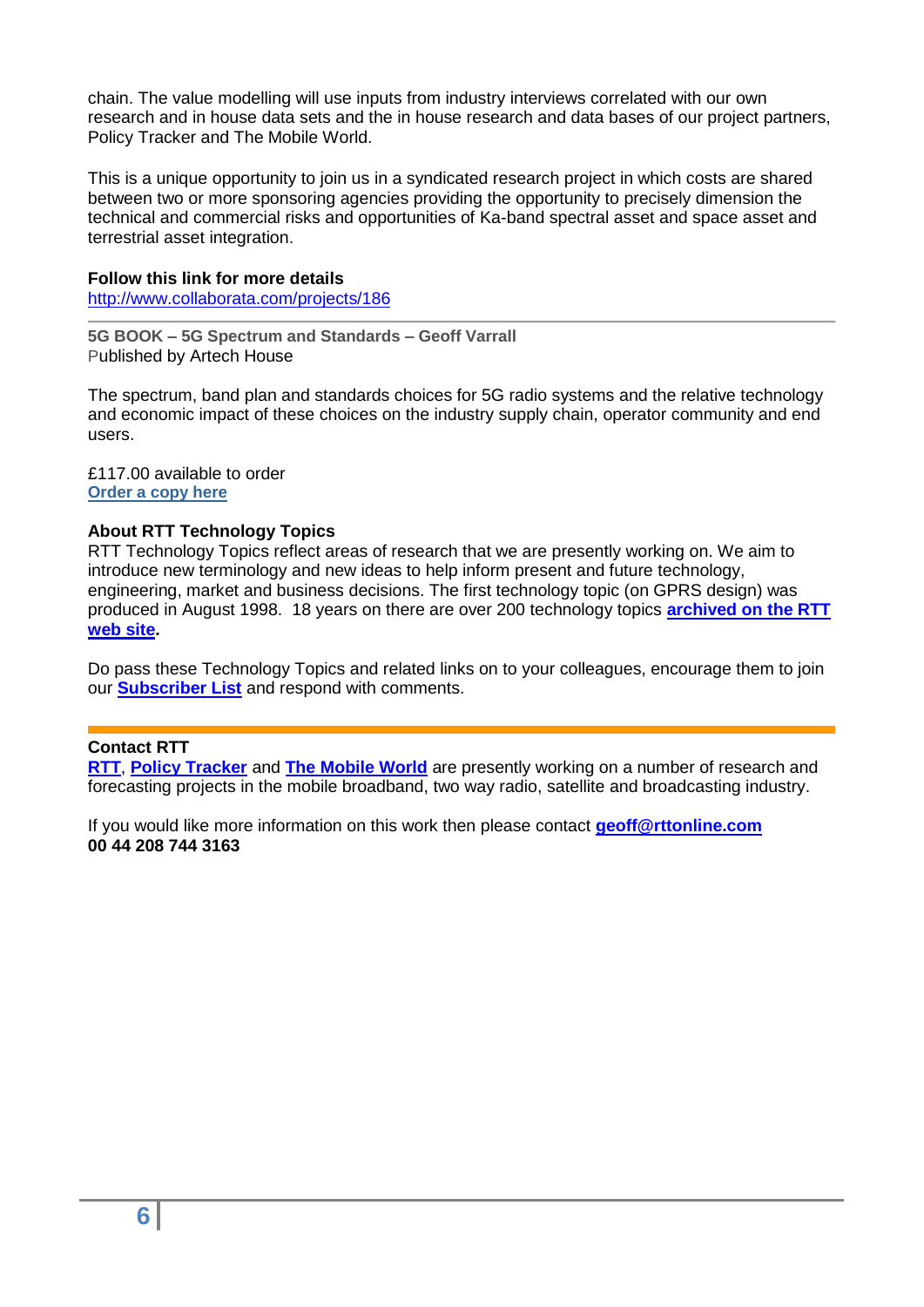chain. The value modelling will use inputs from industry interviews correlated with our own research and in house data sets and the in house research and data bases of our project partners, Policy Tracker and The Mobile World.

This is a unique opportunity to join us in a syndicated research project in which costs are shared between two or more sponsoring agencies providing the opportunity to precisely dimension the technical and commercial risks and opportunities of Ka-band spectral asset and space asset and terrestrial asset integration.

**Follow this link for more details**
http://www.collaborata.com/projects/186

---

**5G BOOK – 5G Spectrum and Standards – Geoff Varrall**
Published by Artech House

The spectrum, band plan and standards choices for 5G radio systems and the relative technology and economic impact of these choices on the industry supply chain, operator community and end users.

£117.00 available to order
**Order a copy here**

**About RTT Technology Topics**
RTT Technology Topics reflect areas of research that we are presently working on. We aim to introduce new terminology and new ideas to help inform present and future technology, engineering, market and business decisions. The first technology topic (on GPRS design) was produced in August 1998. 18 years on there are over 200 technology topics **archived on the RTT web site**.

Do pass these Technology Topics and related links on to your colleagues, encourage them to join our **Subscriber List** and respond with comments.

---

**Contact RTT**
**RTT**, **Policy Tracker** and **The Mobile World** are presently working on a number of research and forecasting projects in the mobile broadband, two way radio, satellite and broadcasting industry.

If you would like more information on this work then please contact **geoff@rttonline.com**
**00 44 208 744 3163**